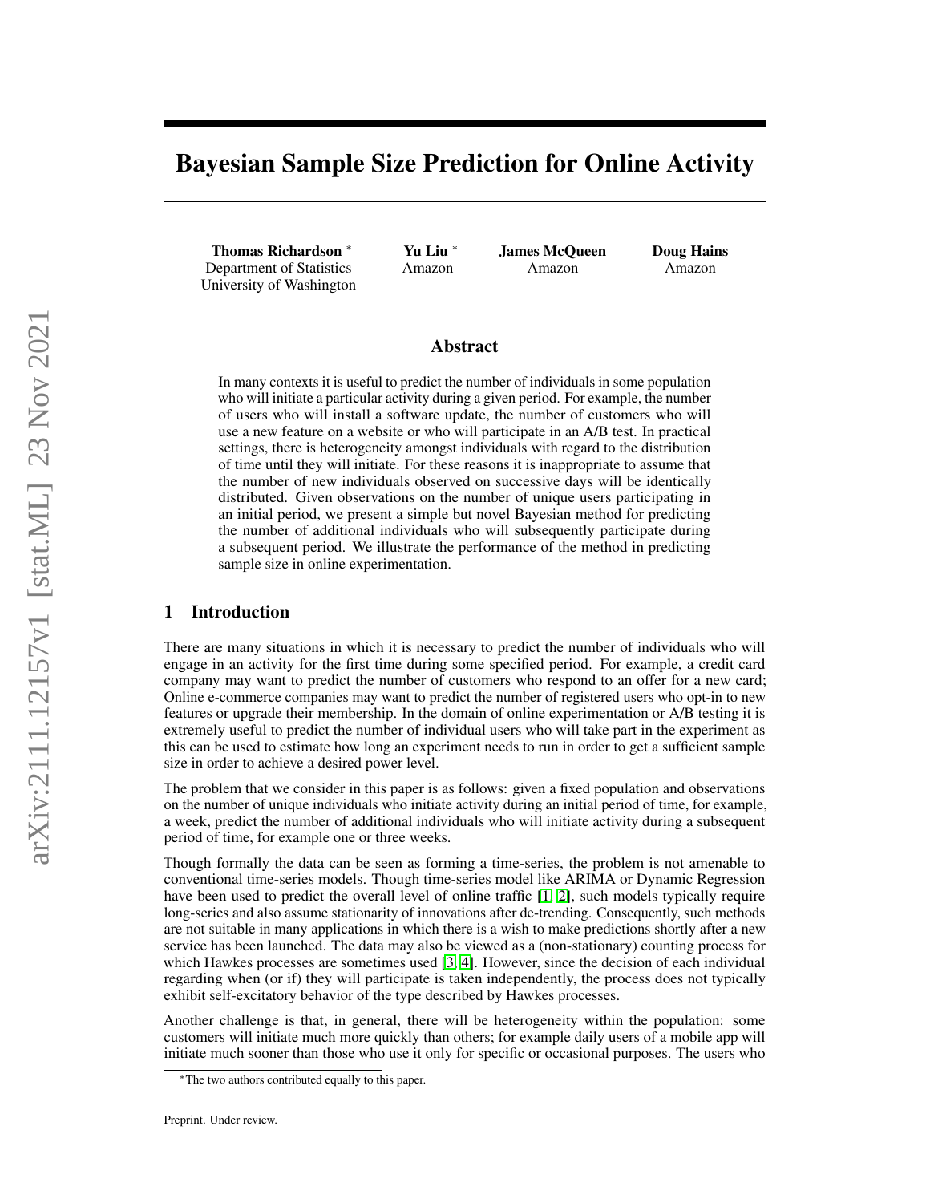# Bayesian Sample Size Prediction for Online Activity

**Thomas Richardson** [*]
Department of Statistics
University of Washington

**Yu Liu** [*]
Amazon

**James McQueen**
Amazon

**Doug Hains**
Amazon

## Abstract

In many contexts it is useful to predict the number of individuals in some population who will initiate a particular activity during a given period. For example, the number of users who will install a software update, the number of customers who will use a new feature on a website or who will participate in an A/B test. In practical settings, there is heterogeneity amongst individuals with regard to the distribution of time until they will initiate. For these reasons it is inappropriate to assume that the number of new individuals observed on successive days will be identically distributed. Given observations on the number of unique users participating in an initial period, we present a simple but novel Bayesian method for predicting the number of additional individuals who will subsequently participate during a subsequent period. We illustrate the performance of the method in predicting sample size in online experimentation.

## 1 Introduction

There are many situations in which it is necessary to predict the number of individuals who will engage in an activity for the first time during some specified period. For example, a credit card company may want to predict the number of customers who respond to an offer for a new card; Online e-commerce companies may want to predict the number of registered users who opt-in to new features or upgrade their membership. In the domain of online experimentation or A/B testing it is extremely useful to predict the number of individual users who will take part in the experiment as this can be used to estimate how long an experiment needs to run in order to get a sufficient sample size in order to achieve a desired power level.

The problem that we consider in this paper is as follows: given a fixed population and observations on the number of unique individuals who initiate activity during an initial period of time, for example, a week, predict the number of additional individuals who will initiate activity during a subsequent period of time, for example one or three weeks.

Though formally the data can be seen as forming a time-series, the problem is not amenable to conventional time-series models. Though time-series model like ARIMA or Dynamic Regression have been used to predict the overall level of online traffic [1, 2], such models typically require long-series and also assume stationarity of innovations after de-trending. Consequently, such methods are not suitable in many applications in which there is a wish to make predictions shortly after a new service has been launched. The data may also be viewed as a (non-stationary) counting process for which Hawkes processes are sometimes used [3, 4]. However, since the decision of each individual regarding when (or if) they will participate is taken independently, the process does not typically exhibit self-excitatory behavior of the type described by Hawkes processes.

Another challenge is that, in general, there will be heterogeneity within the population: some customers will initiate much more quickly than others; for example daily users of a mobile app will initiate much sooner than those who use it only for specific or occasional purposes. The users who

[*]The two authors contributed equally to this paper.

Preprint. Under review.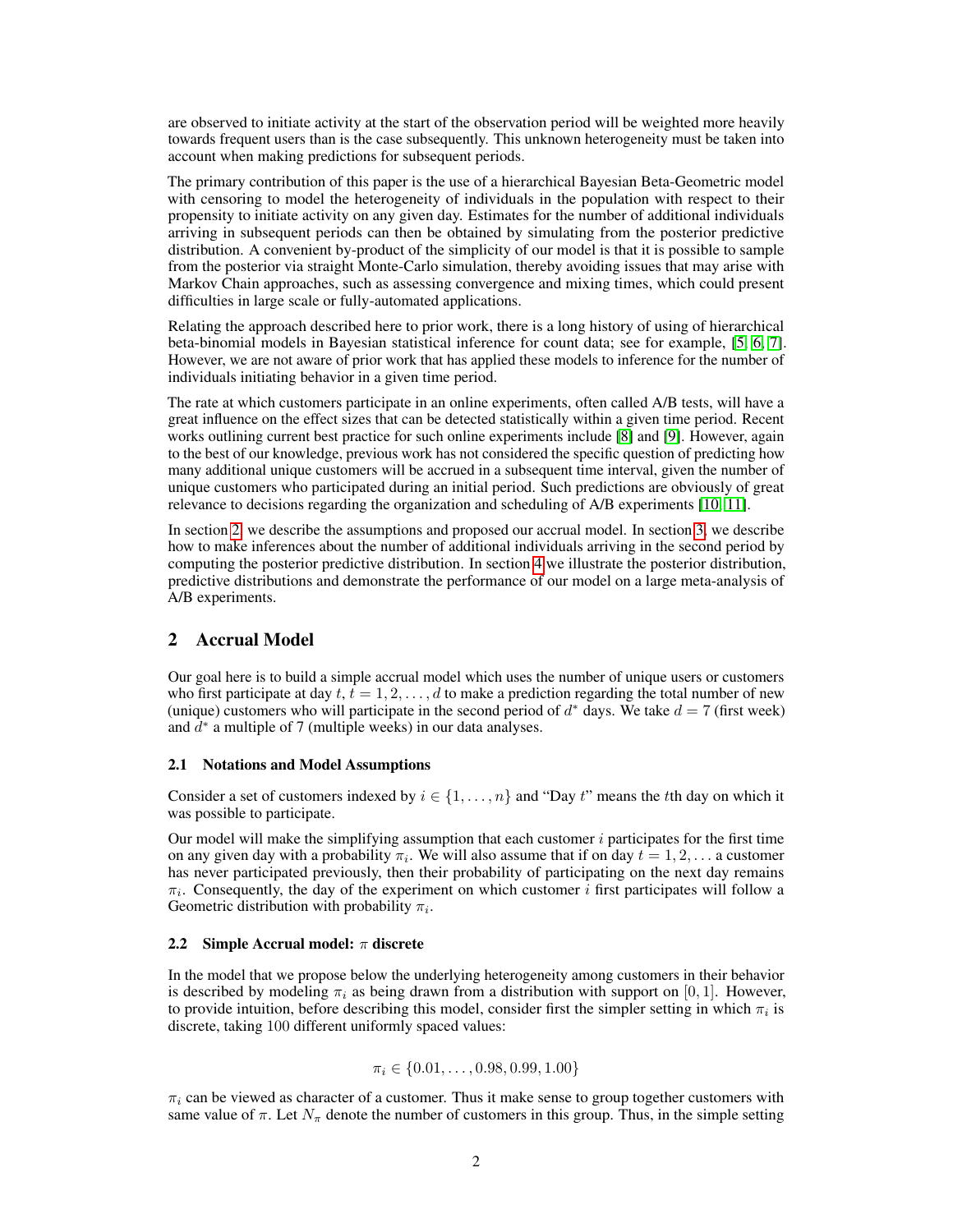are observed to initiate activity at the start of the observation period will be weighted more heavily towards frequent users than is the case subsequently. This unknown heterogeneity must be taken into account when making predictions for subsequent periods.

The primary contribution of this paper is the use of a hierarchical Bayesian Beta-Geometric model with censoring to model the heterogeneity of individuals in the population with respect to their propensity to initiate activity on any given day. Estimates for the number of additional individuals arriving in subsequent periods can then be obtained by simulating from the posterior predictive distribution. A convenient by-product of the simplicity of our model is that it is possible to sample from the posterior via straight Monte-Carlo simulation, thereby avoiding issues that may arise with Markov Chain approaches, such as assessing convergence and mixing times, which could present difficulties in large scale or fully-automated applications.

Relating the approach described here to prior work, there is a long history of using of hierarchical beta-binomial models in Bayesian statistical inference for count data; see for example, [5, 6, 7]. However, we are not aware of prior work that has applied these models to inference for the number of individuals initiating behavior in a given time period.

The rate at which customers participate in an online experiments, often called A/B tests, will have a great influence on the effect sizes that can be detected statistically within a given time period. Recent works outlining current best practice for such online experiments include [8] and [9]. However, again to the best of our knowledge, previous work has not considered the specific question of predicting how many additional unique customers will be accrued in a subsequent time interval, given the number of unique customers who participated during an initial period. Such predictions are obviously of great relevance to decisions regarding the organization and scheduling of A/B experiments [10, 11].

In section 2, we describe the assumptions and proposed our accrual model. In section 3, we describe how to make inferences about the number of additional individuals arriving in the second period by computing the posterior predictive distribution. In section 4 we illustrate the posterior distribution, predictive distributions and demonstrate the performance of our model on a large meta-analysis of A/B experiments.

## 2 Accrual Model

Our goal here is to build a simple accrual model which uses the number of unique users or customers who first participate at day $t$, $t = 1, 2, \ldots, d$ to make a prediction regarding the total number of new (unique) customers who will participate in the second period of $d^*$ days. We take $d = 7$ (first week) and $d^*$ a multiple of 7 (multiple weeks) in our data analyses.

### 2.1 Notations and Model Assumptions

Consider a set of customers indexed by $i \in \{1, \ldots, n\}$ and "Day $t$" means the $t$th day on which it was possible to participate.

Our model will make the simplifying assumption that each customer $i$ participates for the first time on any given day with a probability $\pi_i$. We will also assume that if on day $t = 1, 2, \ldots$ a customer has never participated previously, then their probability of participating on the next day remains $\pi_i$. Consequently, the day of the experiment on which customer $i$ first participates will follow a Geometric distribution with probability $\pi_i$.

### 2.2 Simple Accrual model: $\pi$ discrete

In the model that we propose below the underlying heterogeneity among customers in their behavior is described by modeling $\pi_i$ as being drawn from a distribution with support on $[0, 1]$. However, to provide intuition, before describing this model, consider first the simpler setting in which $\pi_i$ is discrete, taking 100 different uniformly spaced values:

$$\pi_i \in \{0.01, \ldots, 0.98, 0.99, 1.00\}$$

$\pi_i$ can be viewed as character of a customer. Thus it make sense to group together customers with same value of $\pi$. Let $N_\pi$ denote the number of customers in this group. Thus, in the simple setting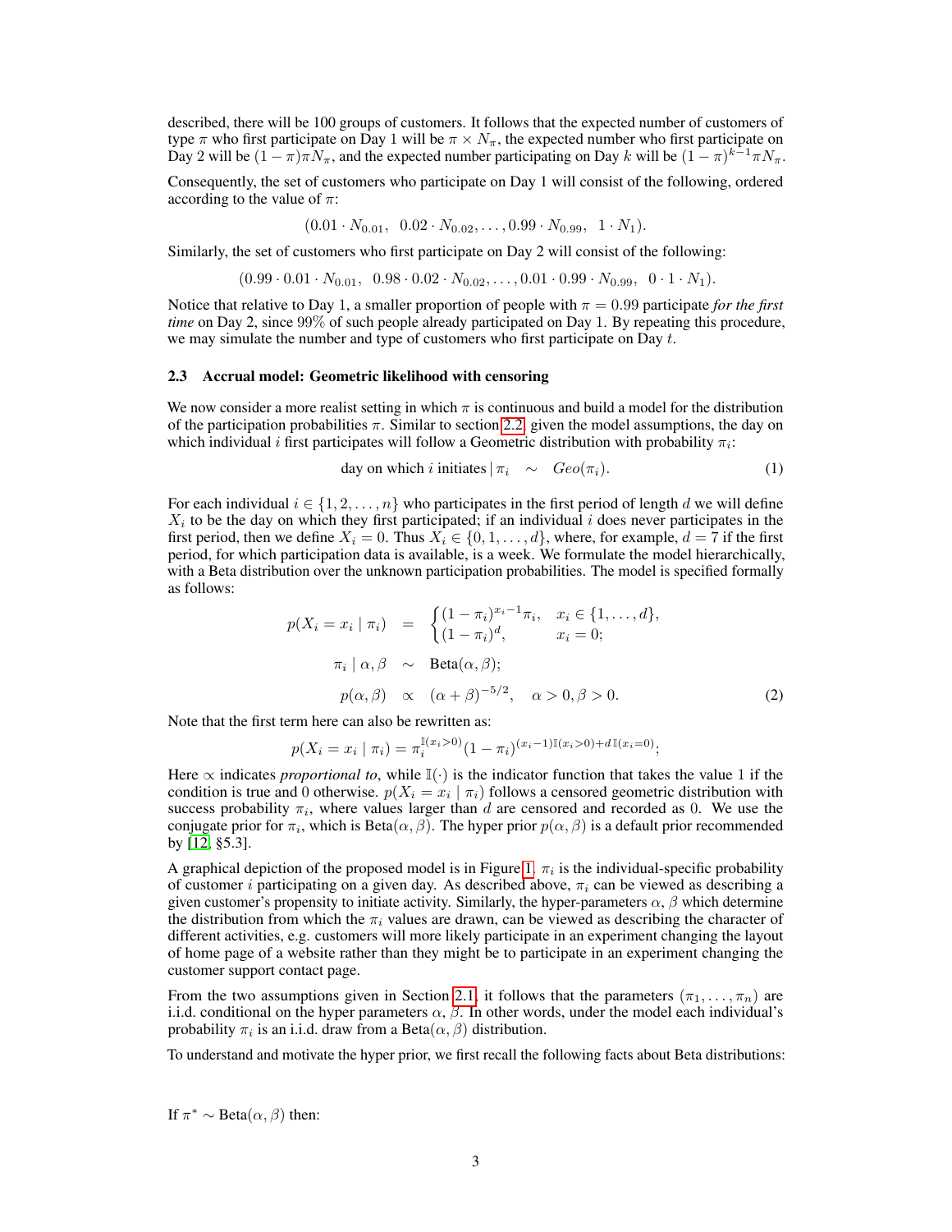described, there will be 100 groups of customers. It follows that the expected number of customers of type $\pi$ who first participate on Day 1 will be $\pi \times N_\pi$, the expected number who first participate on Day 2 will be $(1-\pi)\pi N_\pi$, and the expected number participating on Day $k$ will be $(1-\pi)^{k-1}\pi N_\pi$.

Consequently, the set of customers who participate on Day 1 will consist of the following, ordered according to the value of $\pi$:

$$(0.01 \cdot N_{0.01},\;\; 0.02 \cdot N_{0.02}, \ldots, 0.99 \cdot N_{0.99},\;\; 1 \cdot N_1).$$

Similarly, the set of customers who first participate on Day 2 will consist of the following:

$$(0.99 \cdot 0.01 \cdot N_{0.01},\;\; 0.98 \cdot 0.02 \cdot N_{0.02}, \ldots, 0.01 \cdot 0.99 \cdot N_{0.99},\;\; 0 \cdot 1 \cdot N_1).$$

Notice that relative to Day 1, a smaller proportion of people with $\pi = 0.99$ participate *for the first time* on Day 2, since 99% of such people already participated on Day 1. By repeating this procedure, we may simulate the number and type of customers who first participate on Day $t$.

### 2.3 Accrual model: Geometric likelihood with censoring

We now consider a more realist setting in which $\pi$ is continuous and build a model for the distribution of the participation probabilities $\pi$. Similar to section 2.2, given the model assumptions, the day on which individual $i$ first participates will follow a Geometric distribution with probability $\pi_i$:

$$\text{day on which } i \text{ initiates} \mid \pi_i \quad \sim \quad Geo(\pi_i). \tag{1}$$

For each individual $i \in \{1, 2, \ldots, n\}$ who participates in the first period of length $d$ we will define $X_i$ to be the day on which they first participated; if an individual $i$ does never participates in the first period, then we define $X_i = 0$. Thus $X_i \in \{0, 1, \ldots, d\}$, where, for example, $d = 7$ if the first period, for which participation data is available, is a week. We formulate the model hierarchically, with a Beta distribution over the unknown participation probabilities. The model is specified formally as follows:

$$
\begin{aligned}
p(X_i = x_i \mid \pi_i) \quad &= \quad \begin{cases} (1-\pi_i)^{x_i - 1}\pi_i, & x_i \in \{1, \ldots, d\}, \\ (1-\pi_i)^d, & x_i = 0; \end{cases} \\
\pi_i \mid \alpha, \beta \quad &\sim \quad \text{Beta}(\alpha, \beta); \\
p(\alpha, \beta) \quad &\propto \quad (\alpha + \beta)^{-5/2}, \quad \alpha > 0, \beta > 0.
\end{aligned} \tag{2}
$$

Note that the first term here can also be rewritten as:

$$p(X_i = x_i \mid \pi_i) = \pi_i^{\mathbb{I}(x_i > 0)} (1 - \pi_i)^{(x_i - 1)\mathbb{I}(x_i > 0) + d\,\mathbb{I}(x_i = 0)};$$

Here $\propto$ indicates *proportional to*, while $\mathbb{I}(\cdot)$ is the indicator function that takes the value 1 if the condition is true and 0 otherwise. $p(X_i = x_i \mid \pi_i)$ follows a censored geometric distribution with success probability $\pi_i$, where values larger than $d$ are censored and recorded as 0. We use the conjugate prior for $\pi_i$, which is Beta$(\alpha, \beta)$. The hyper prior $p(\alpha, \beta)$ is a default prior recommended by [12, §5.3].

A graphical depiction of the proposed model is in Figure 1. $\pi_i$ is the individual-specific probability of customer $i$ participating on a given day. As described above, $\pi_i$ can be viewed as describing a given customer's propensity to initiate activity. Similarly, the hyper-parameters $\alpha, \beta$ which determine the distribution from which the $\pi_i$ values are drawn, can be viewed as describing the character of different activities, e.g. customers will more likely participate in an experiment changing the layout of home page of a website rather than they might be to participate in an experiment changing the customer support contact page.

From the two assumptions given in Section 2.1, it follows that the parameters $(\pi_1, \ldots, \pi_n)$ are i.i.d. conditional on the hyper parameters $\alpha, \beta$. In other words, under the model each individual's probability $\pi_i$ is an i.i.d. draw from a Beta$(\alpha, \beta)$ distribution.

To understand and motivate the hyper prior, we first recall the following facts about Beta distributions:

If $\pi^* \sim \text{Beta}(\alpha, \beta)$ then: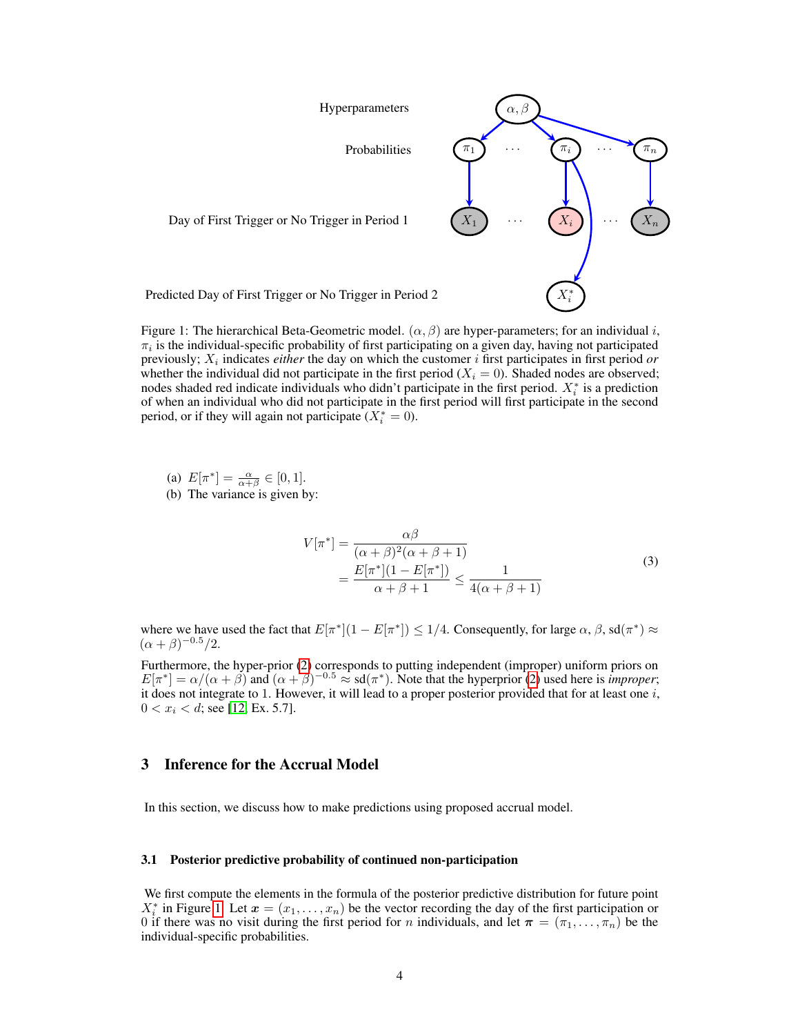Hyperparameters

Probabilities

Day of First Trigger or No Trigger in Period 1

Predicted Day of First Trigger or No Trigger in Period 2

Figure 1: The hierarchical Beta-Geometric model. $(\alpha, \beta)$ are hyper-parameters; for an individual $i$, $\pi_i$ is the individual-specific probability of first participating on a given day, having not participated previously; $X_i$ indicates *either* the day on which the customer $i$ first participates in first period *or* whether the individual did not participate in the first period ($X_i = 0$). Shaded nodes are observed; nodes shaded red indicate individuals who didn't participate in the first period. $X_i^*$ is a prediction of when an individual who did not participate in the first period will first participate in the second period, or if they will again not participate ($X_i^* = 0$).

(a) $E[\pi^*] = \frac{\alpha}{\alpha+\beta} \in [0, 1]$.
(b) The variance is given by:

$$
\begin{aligned}
V[\pi^*] &= \frac{\alpha\beta}{(\alpha+\beta)^2(\alpha+\beta+1)} \\
&= \frac{E[\pi^*](1 - E[\pi^*])}{\alpha+\beta+1} \leq \frac{1}{4(\alpha+\beta+1)}
\end{aligned}
\tag{3}
$$

where we have used the fact that $E[\pi^*](1 - E[\pi^*]) \leq 1/4$. Consequently, for large $\alpha$, $\beta$, $\text{sd}(\pi^*) \approx (\alpha+\beta)^{-0.5}/2$.

Furthermore, the hyper-prior (2) corresponds to putting independent (improper) uniform priors on $E[\pi^*] = \alpha/(\alpha+\beta)$ and $(\alpha+\beta)^{-0.5} \approx \text{sd}(\pi^*)$. Note that the hyperprior (2) used here is *improper*; it does not integrate to 1. However, it will lead to a proper posterior provided that for at least one $i$, $0 < x_i < d$; see [12, Ex. 5.7].

## 3 Inference for the Accrual Model

In this section, we discuss how to make predictions using proposed accrual model.

### 3.1 Posterior predictive probability of continued non-participation

We first compute the elements in the formula of the posterior predictive distribution for future point $X_i^*$ in Figure 1. Let $\boldsymbol{x} = (x_1, \ldots, x_n)$ be the vector recording the day of the first participation or 0 if there was no visit during the first period for $n$ individuals, and let $\boldsymbol{\pi} = (\pi_1, \ldots, \pi_n)$ be the individual-specific probabilities.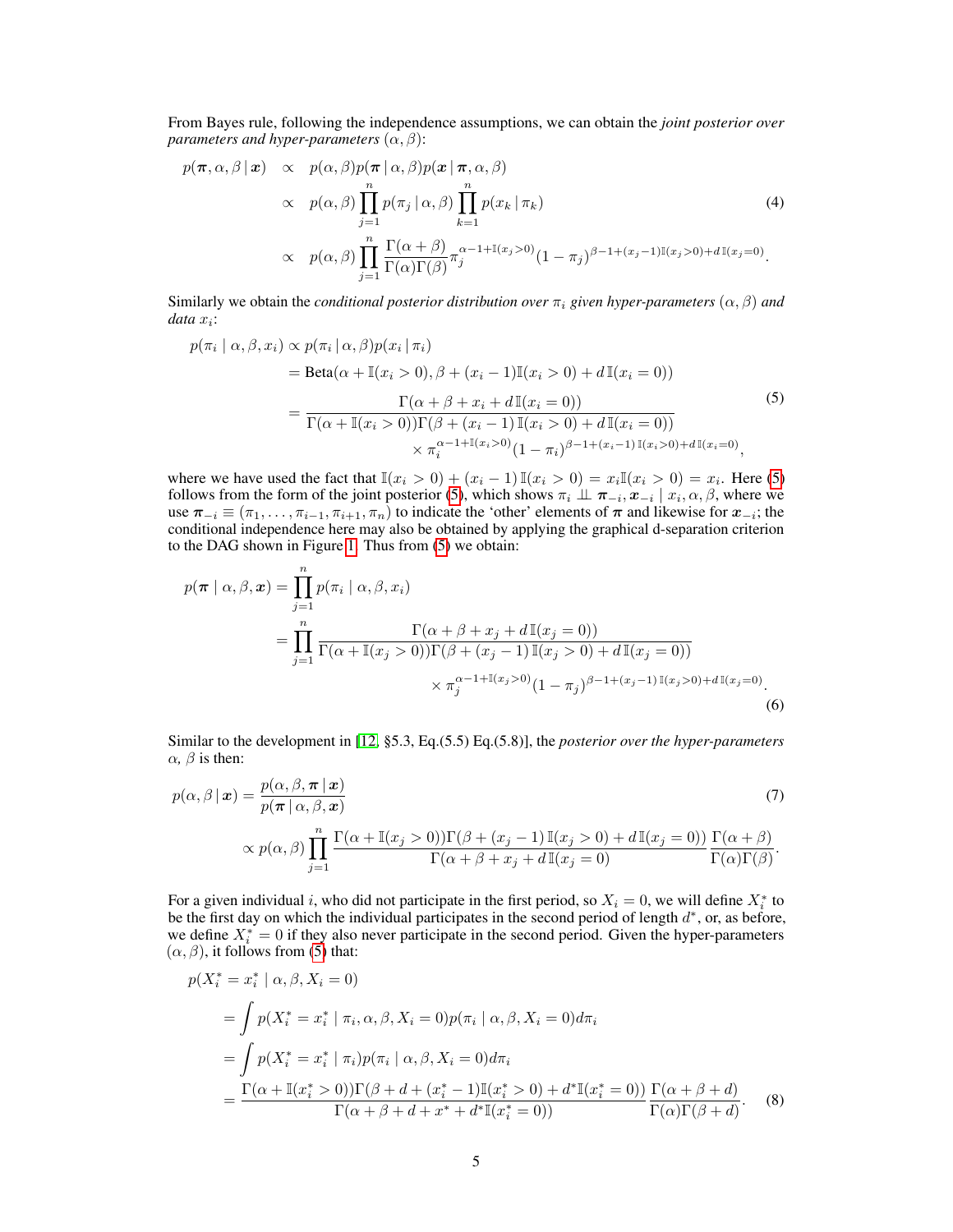From Bayes rule, following the independence assumptions, we can obtain the *joint posterior over parameters and hyper-parameters* $(\alpha, \beta)$:

$$
\begin{aligned}
p(\boldsymbol{\pi}, \alpha, \beta \mid \boldsymbol{x}) &\propto p(\alpha, \beta) p(\boldsymbol{\pi} \mid \alpha, \beta) p(\boldsymbol{x} \mid \boldsymbol{\pi}, \alpha, \beta) \\
&\propto p(\alpha, \beta) \prod_{j=1}^{n} p(\pi_j \mid \alpha, \beta) \prod_{k=1}^{n} p(x_k \mid \pi_k) \\
&\propto p(\alpha, \beta) \prod_{j=1}^{n} \frac{\Gamma(\alpha+\beta)}{\Gamma(\alpha)\Gamma(\beta)} \pi_j^{\alpha-1+\mathbb{I}(x_j>0)} (1-\pi_j)^{\beta-1+(x_j-1)\mathbb{I}(x_j>0)+d\,\mathbb{I}(x_j=0)}.
\end{aligned}
\tag{4}
$$

Similarly we obtain the *conditional posterior distribution over* $\pi_i$ *given hyper-parameters* $(\alpha, \beta)$ *and data* $x_i$:

$$
\begin{aligned}
p(\pi_i \mid \alpha, \beta, x_i) &\propto p(\pi_i \mid \alpha, \beta) p(x_i \mid \pi_i) \\
&= \text{Beta}(\alpha + \mathbb{I}(x_i > 0), \beta + (x_i - 1)\mathbb{I}(x_i > 0) + d\,\mathbb{I}(x_i = 0)) \\
&= \frac{\Gamma(\alpha + \beta + x_i + d\,\mathbb{I}(x_i = 0))}{\Gamma(\alpha + \mathbb{I}(x_i > 0))\Gamma(\beta + (x_i - 1)\,\mathbb{I}(x_i > 0) + d\,\mathbb{I}(x_i = 0))} \\
&\qquad \times \pi_i^{\alpha-1+\mathbb{I}(x_i>0)} (1-\pi_i)^{\beta-1+(x_i-1)\,\mathbb{I}(x_i>0)+d\,\mathbb{I}(x_i=0)},
\end{aligned}
\tag{5}
$$

where we have used the fact that $\mathbb{I}(x_i > 0) + (x_i - 1)\,\mathbb{I}(x_i > 0) = x_i \mathbb{I}(x_i > 0) = x_i$. Here (5) follows from the form of the joint posterior (5), which shows $\pi_i \perp\!\!\!\perp \boldsymbol{\pi}_{-i}, \boldsymbol{x}_{-i} \mid x_i, \alpha, \beta$, where we use $\boldsymbol{\pi}_{-i} \equiv (\pi_1, \ldots, \pi_{i-1}, \pi_{i+1}, \pi_n)$ to indicate the 'other' elements of $\boldsymbol{\pi}$ and likewise for $\boldsymbol{x}_{-i}$; the conditional independence here may also be obtained by applying the graphical d-separation criterion to the DAG shown in Figure 1. Thus from (5) we obtain:

$$
\begin{aligned}
p(\boldsymbol{\pi} \mid \alpha, \beta, \boldsymbol{x}) &= \prod_{j=1}^{n} p(\pi_i \mid \alpha, \beta, x_i) \\
&= \prod_{j=1}^{n} \frac{\Gamma(\alpha + \beta + x_j + d\,\mathbb{I}(x_j = 0))}{\Gamma(\alpha + \mathbb{I}(x_j > 0))\Gamma(\beta + (x_j - 1)\,\mathbb{I}(x_j > 0) + d\,\mathbb{I}(x_j = 0))} \\
&\qquad \times \pi_j^{\alpha-1+\mathbb{I}(x_j>0)} (1-\pi_j)^{\beta-1+(x_j-1)\,\mathbb{I}(x_j>0)+d\,\mathbb{I}(x_j=0)}.
\end{aligned}
\tag{6}
$$

Similar to the development in [12, §5.3, Eq.(5.5) Eq.(5.8)], the *posterior over the hyper-parameters* $\alpha$, $\beta$ is then:

$$
\begin{aligned}
p(\alpha, \beta \mid \boldsymbol{x}) &= \frac{p(\alpha, \beta, \boldsymbol{\pi} \mid \boldsymbol{x})}{p(\boldsymbol{\pi} \mid \alpha, \beta, \boldsymbol{x})} \\
&\propto p(\alpha, \beta) \prod_{j=1}^{n} \frac{\Gamma(\alpha + \mathbb{I}(x_j > 0))\Gamma(\beta + (x_j - 1)\,\mathbb{I}(x_j > 0) + d\,\mathbb{I}(x_j = 0))}{\Gamma(\alpha + \beta + x_j + d\,\mathbb{I}(x_j = 0)} \frac{\Gamma(\alpha + \beta)}{\Gamma(\alpha)\Gamma(\beta)}.
\end{aligned}
\tag{7}
$$

For a given individual $i$, who did not participate in the first period, so $X_i = 0$, we will define $X_i^*$ to be the first day on which the individual participates in the second period of length $d^*$, or, as before, we define $X_i^* = 0$ if they also never participate in the second period. Given the hyper-parameters $(\alpha, \beta)$, it follows from (5) that:

$$
\begin{aligned}
&p(X_i^* = x_i^* \mid \alpha, \beta, X_i = 0) \\
&= \int p(X_i^* = x_i^* \mid \pi_i, \alpha, \beta, X_i = 0) p(\pi_i \mid \alpha, \beta, X_i = 0) d\pi_i \\
&= \int p(X_i^* = x_i^* \mid \pi_i) p(\pi_i \mid \alpha, \beta, X_i = 0) d\pi_i \\
&= \frac{\Gamma(\alpha + \mathbb{I}(x_i^* > 0))\Gamma(\beta + d + (x_i^* - 1)\mathbb{I}(x_i^* > 0) + d^*\mathbb{I}(x_i^* = 0))}{\Gamma(\alpha + \beta + d + x^* + d^*\mathbb{I}(x_i^* = 0))} \frac{\Gamma(\alpha + \beta + d)}{\Gamma(\alpha)\Gamma(\beta + d)}.
\end{aligned}
\tag{8}
$$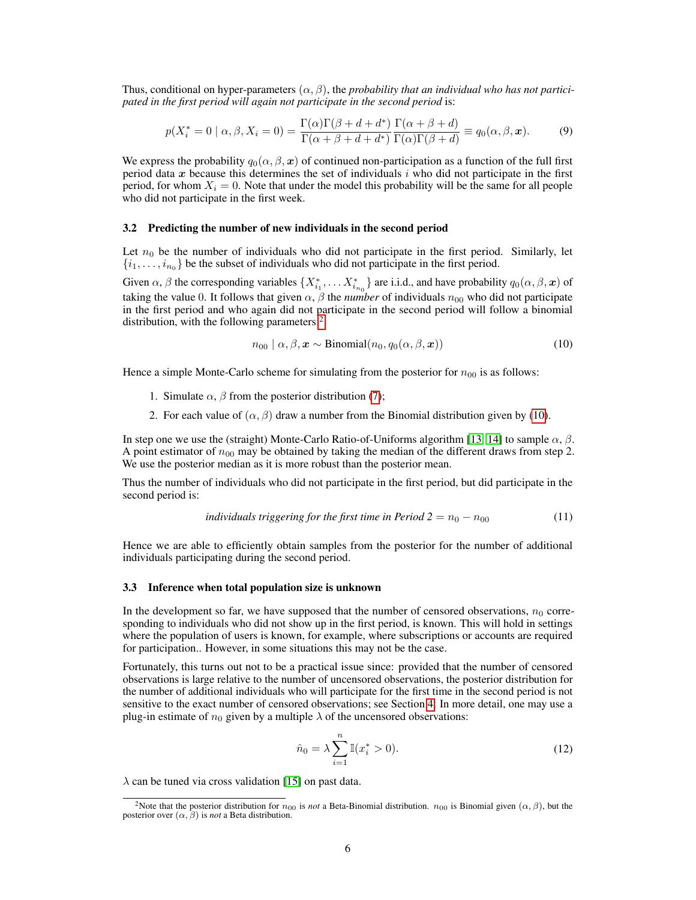Thus, conditional on hyper-parameters $(\alpha, \beta)$, the *probability that an individual who has not participated in the first period will again not participate in the second period* is:

$$p(X_i^* = 0 \mid \alpha, \beta, X_i = 0) = \frac{\Gamma(\alpha)\Gamma(\beta + d + d^*)}{\Gamma(\alpha + \beta + d + d^*)} \frac{\Gamma(\alpha + \beta + d)}{\Gamma(\alpha)\Gamma(\beta + d)} \equiv q_0(\alpha, \beta, \boldsymbol{x}). \tag{9}$$

We express the probability $q_0(\alpha, \beta, \boldsymbol{x})$ of continued non-participation as a function of the full first period data $\boldsymbol{x}$ because this determines the set of individuals $i$ who did not participate in the first period, for whom $X_i = 0$. Note that under the model this probability will be the same for all people who did not participate in the first week.

### 3.2 Predicting the number of new individuals in the second period

Let $n_0$ be the number of individuals who did not participate in the first period. Similarly, let $\{i_1, \ldots, i_{n_0}\}$ be the subset of individuals who did not participate in the first period.

Given $\alpha$, $\beta$ the corresponding variables $\{X_{i_1}^*, \ldots X_{i_{n_0}}^*\}$ are i.i.d., and have probability $q_0(\alpha, \beta, \boldsymbol{x})$ of taking the value 0. It follows that given $\alpha$, $\beta$ the ***number*** of individuals $n_{00}$ who did not participate in the first period and who again did not participate in the second period will follow a binomial distribution, with the following parameters:[2]

$$n_{00} \mid \alpha, \beta, \boldsymbol{x} \sim \text{Binomial}(n_0, q_0(\alpha, \beta, \boldsymbol{x})) \tag{10}$$

Hence a simple Monte-Carlo scheme for simulating from the posterior for $n_{00}$ is as follows:

1. Simulate $\alpha$, $\beta$ from the posterior distribution (7);
2. For each value of $(\alpha, \beta)$ draw a number from the Binomial distribution given by (10).

In step one we use the (straight) Monte-Carlo Ratio-of-Uniforms algorithm [13, 14] to sample $\alpha$, $\beta$. A point estimator of $n_{00}$ may be obtained by taking the median of the different draws from step 2. We use the posterior median as it is more robust than the posterior mean.

Thus the number of individuals who did not participate in the first period, but did participate in the second period is:

$$\textit{individuals triggering for the first time in Period 2} = n_0 - n_{00} \tag{11}$$

Hence we are able to efficiently obtain samples from the posterior for the number of additional individuals participating during the second period.

### 3.3 Inference when total population size is unknown

In the development so far, we have supposed that the number of censored observations, $n_0$ corresponding to individuals who did not show up in the first period, is known. This will hold in settings where the population of users is known, for example, where subscriptions or accounts are required for participation.. However, in some situations this may not be the case.

Fortunately, this turns out not to be a practical issue since: provided that the number of censored observations is large relative to the number of uncensored observations, the posterior distribution for the number of additional individuals who will participate for the first time in the second period is not sensitive to the exact number of censored observations; see Section 4. In more detail, one may use a plug-in estimate of $n_0$ given by a multiple $\lambda$ of the uncensored observations:

$$\hat{n}_0 = \lambda \sum_{i=1}^{n} \mathbb{I}(x_i^* > 0). \tag{12}$$

$\lambda$ can be tuned via cross validation [15] on past data.

[2] Note that the posterior distribution for $n_{00}$ is *not* a Beta-Binomial distribution. $n_{00}$ is Binomial given $(\alpha, \beta)$, but the posterior over $(\alpha, \beta)$ is *not* a Beta distribution.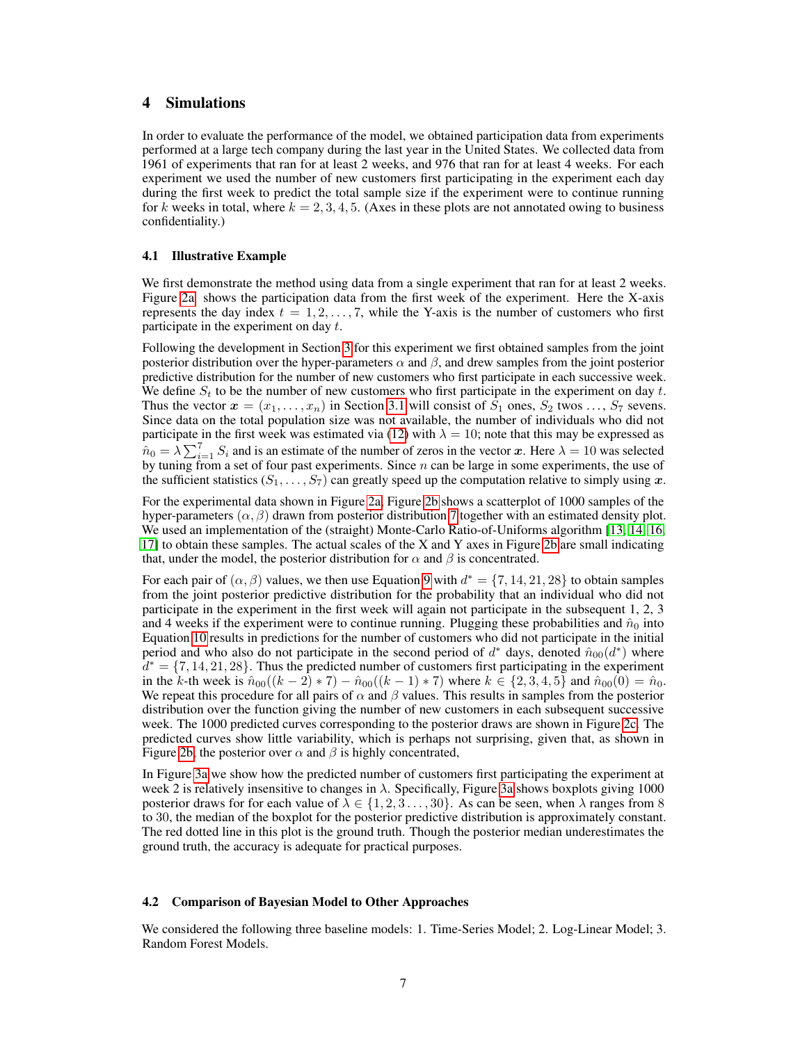## 4 Simulations

In order to evaluate the performance of the model, we obtained participation data from experiments performed at a large tech company during the last year in the United States. We collected data from 1961 of experiments that ran for at least 2 weeks, and 976 that ran for at least 4 weeks. For each experiment we used the number of new customers first participating in the experiment each day during the first week to predict the total sample size if the experiment were to continue running for $k$ weeks in total, where $k = 2, 3, 4, 5$. (Axes in these plots are not annotated owing to business confidentiality.)

### 4.1 Illustrative Example

We first demonstrate the method using data from a single experiment that ran for at least 2 weeks. Figure 2a shows the participation data from the first week of the experiment. Here the X-axis represents the day index $t = 1, 2, \ldots, 7$, while the Y-axis is the number of customers who first participate in the experiment on day $t$.

Following the development in Section 3 for this experiment we first obtained samples from the joint posterior distribution over the hyper-parameters $\alpha$ and $\beta$, and drew samples from the joint posterior predictive distribution for the number of new customers who first participate in each successive week. We define $S_t$ to be the number of new customers who first participate in the experiment on day $t$. Thus the vector $\boldsymbol{x} = (x_1, \ldots, x_n)$ in Section 3.1 will consist of $S_1$ ones, $S_2$ twos $\ldots$, $S_7$ sevens. Since data on the total population size was not available, the number of individuals who did not participate in the first week was estimated via (12) with $\lambda = 10$; note that this may be expressed as $\hat{n}_0 = \lambda \sum_{i=1}^{7} S_i$ and is an estimate of the number of zeros in the vector $\boldsymbol{x}$. Here $\lambda = 10$ was selected by tuning from a set of four past experiments. Since $n$ can be large in some experiments, the use of the sufficient statistics $(S_1, \ldots, S_7)$ can greatly speed up the computation relative to simply using $\boldsymbol{x}$.

For the experimental data shown in Figure 2a, Figure 2b shows a scatterplot of 1000 samples of the hyper-parameters $(\alpha, \beta)$ drawn from posterior distribution 7 together with an estimated density plot. We used an implementation of the (straight) Monte-Carlo Ratio-of-Uniforms algorithm [13, 14, 16, 17] to obtain these samples. The actual scales of the X and Y axes in Figure 2b are small indicating that, under the model, the posterior distribution for $\alpha$ and $\beta$ is concentrated.

For each pair of $(\alpha, \beta)$ values, we then use Equation 9 with $d^* = \{7, 14, 21, 28\}$ to obtain samples from the joint posterior predictive distribution for the probability that an individual who did not participate in the experiment in the first week will again not participate in the subsequent 1, 2, 3 and 4 weeks if the experiment were to continue running. Plugging these probabilities and $\hat{n}_0$ into Equation 10 results in predictions for the number of customers who did not participate in the initial period and who also do not participate in the second period of $d^*$ days, denoted $\hat{n}_{00}(d^*)$ where $d^* = \{7, 14, 21, 28\}$. Thus the predicted number of customers first participating in the experiment in the $k$-th week is $\hat{n}_{00}((k-2) * 7) - \hat{n}_{00}((k-1) * 7)$ where $k \in \{2, 3, 4, 5\}$ and $\hat{n}_{00}(0) = \hat{n}_0$. We repeat this procedure for all pairs of $\alpha$ and $\beta$ values. This results in samples from the posterior distribution over the function giving the number of new customers in each subsequent successive week. The 1000 predicted curves corresponding to the posterior draws are shown in Figure 2c. The predicted curves show little variability, which is perhaps not surprising, given that, as shown in Figure 2b, the posterior over $\alpha$ and $\beta$ is highly concentrated,

In Figure 3a we show how the predicted number of customers first participating the experiment at week 2 is relatively insensitive to changes in $\lambda$. Specifically, Figure 3a shows boxplots giving 1000 posterior draws for for each value of $\lambda \in \{1, 2, 3 \ldots, 30\}$. As can be seen, when $\lambda$ ranges from 8 to 30, the median of the boxplot for the posterior predictive distribution is approximately constant. The red dotted line in this plot is the ground truth. Though the posterior median underestimates the ground truth, the accuracy is adequate for practical purposes.

### 4.2 Comparison of Bayesian Model to Other Approaches

We considered the following three baseline models: 1. Time-Series Model; 2. Log-Linear Model; 3. Random Forest Models.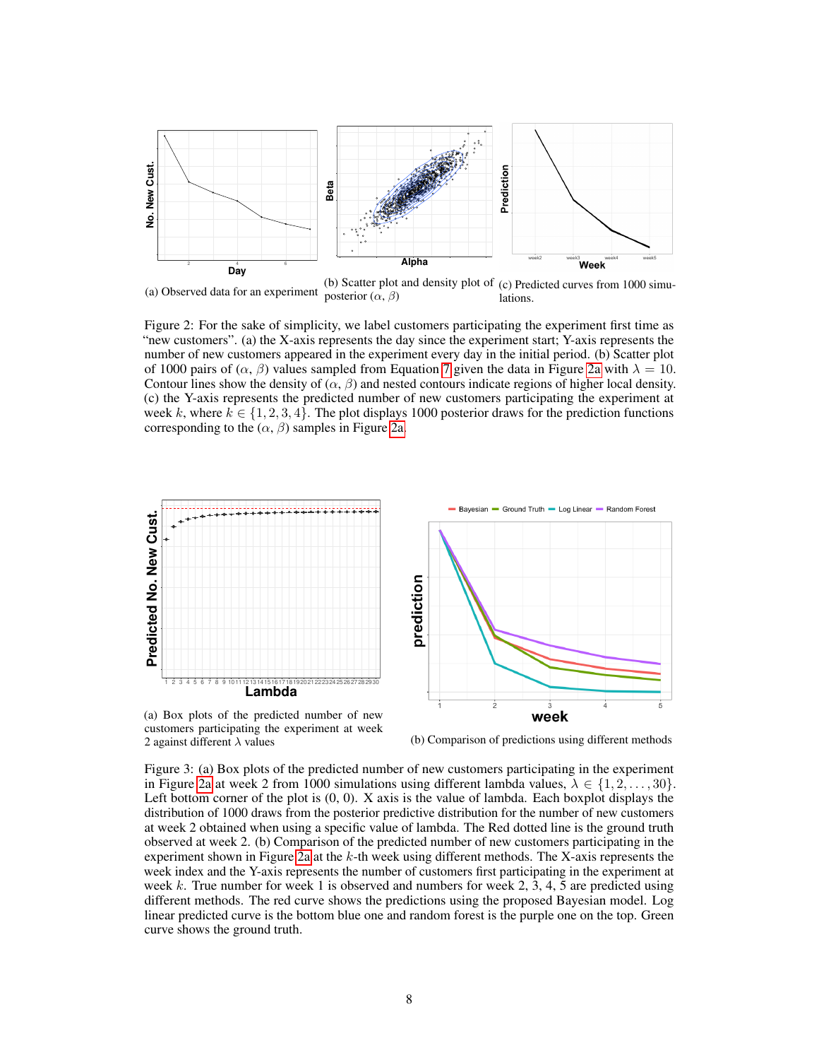(a) Observed data for an experiment

(b) Scatter plot and density plot of posterior ($\alpha$, $\beta$)

(c) Predicted curves from 1000 simulations.

Figure 2: For the sake of simplicity, we label customers participating the experiment first time as "new customers". (a) the X-axis represents the day since the experiment start; Y-axis represents the number of new customers appeared in the experiment every day in the initial period. (b) Scatter plot of 1000 pairs of ($\alpha$, $\beta$) values sampled from Equation 7 given the data in Figure 2a with $\lambda = 10$. Contour lines show the density of ($\alpha$, $\beta$) and nested contours indicate regions of higher local density. (c) the Y-axis represents the predicted number of new customers participating the experiment at week $k$, where $k \in \{1, 2, 3, 4\}$. The plot displays 1000 posterior draws for the prediction functions corresponding to the ($\alpha$, $\beta$) samples in Figure 2a.

(a) Box plots of the predicted number of new customers participating the experiment at week 2 against different $\lambda$ values

(b) Comparison of predictions using different methods

Figure 3: (a) Box plots of the predicted number of new customers participating in the experiment in Figure 2a at week 2 from 1000 simulations using different lambda values, $\lambda \in \{1, 2, \dots, 30\}$. Left bottom corner of the plot is (0, 0). X axis is the value of lambda. Each boxplot displays the distribution of 1000 draws from the posterior predictive distribution for the number of new customers at week 2 obtained when using a specific value of lambda. The Red dotted line is the ground truth observed at week 2. (b) Comparison of the predicted number of new customers participating in the experiment shown in Figure 2a at the $k$-th week using different methods. The X-axis represents the week index and the Y-axis represents the number of customers first participating in the experiment at week $k$. True number for week 1 is observed and numbers for week 2, 3, 4, 5 are predicted using different methods. The red curve shows the predictions using the proposed Bayesian model. Log linear predicted curve is the bottom blue one and random forest is the purple one on the top. Green curve shows the ground truth.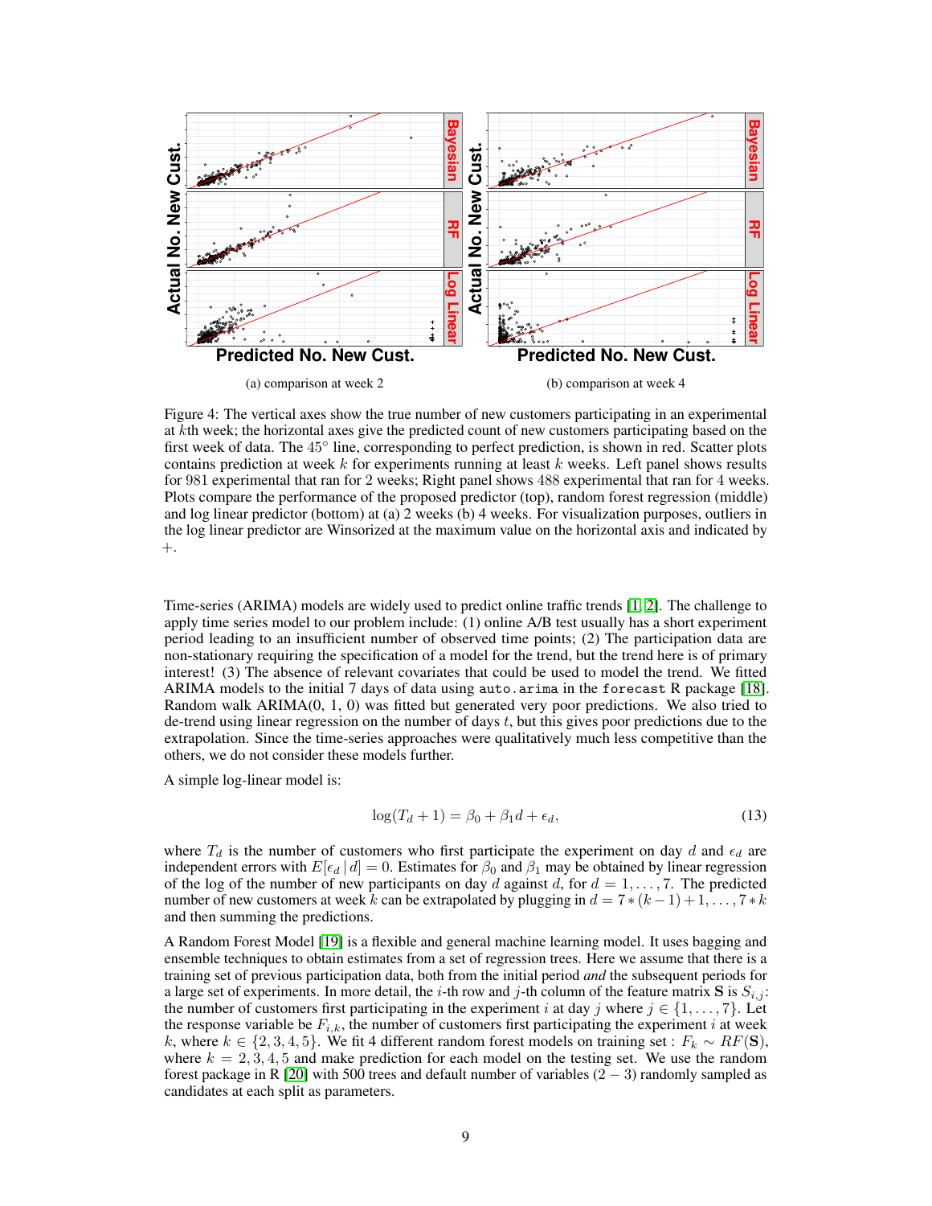(a) comparison at week 2

(b) comparison at week 4

Figure 4: The vertical axes show the true number of new customers participating in an experimental at $k$th week; the horizontal axes give the predicted count of new customers participating based on the first week of data. The $45^\circ$ line, corresponding to perfect prediction, is shown in red. Scatter plots contains prediction at week $k$ for experiments running at least $k$ weeks. Left panel shows results for 981 experimental that ran for 2 weeks; Right panel shows 488 experimental that ran for 4 weeks. Plots compare the performance of the proposed predictor (top), random forest regression (middle) and log linear predictor (bottom) at (a) 2 weeks (b) 4 weeks. For visualization purposes, outliers in the log linear predictor are Winsorized at the maximum value on the horizontal axis and indicated by $+$.

Time-series (ARIMA) models are widely used to predict online traffic trends [1, 2]. The challenge to apply time series model to our problem include: (1) online A/B test usually has a short experiment period leading to an insufficient number of observed time points; (2) The participation data are non-stationary requiring the specification of a model for the trend, but the trend here is of primary interest! (3) The absence of relevant covariates that could be used to model the trend. We fitted ARIMA models to the initial 7 days of data using `auto.arima` in the `forecast` R package [18]. Random walk ARIMA(0, 1, 0) was fitted but generated very poor predictions. We also tried to de-trend using linear regression on the number of days $t$, but this gives poor predictions due to the extrapolation. Since the time-series approaches were qualitatively much less competitive than the others, we do not consider these models further.

A simple log-linear model is:

$$\log(T_d + 1) = \beta_0 + \beta_1 d + \epsilon_d, \tag{13}$$

where $T_d$ is the number of customers who first participate the experiment on day $d$ and $\epsilon_d$ are independent errors with $E[\epsilon_d \mid d] = 0$. Estimates for $\beta_0$ and $\beta_1$ may be obtained by linear regression of the log of the number of new participants on day $d$ against $d$, for $d = 1, \ldots, 7$. The predicted number of new customers at week $k$ can be extrapolated by plugging in $d = 7 * (k-1) + 1, \ldots, 7 * k$ and then summing the predictions.

A Random Forest Model [19] is a flexible and general machine learning model. It uses bagging and ensemble techniques to obtain estimates from a set of regression trees. Here we assume that there is a training set of previous participation data, both from the initial period *and* the subsequent periods for a large set of experiments. In more detail, the $i$-th row and $j$-th column of the feature matrix $\mathbf{S}$ is $S_{i,j}$: the number of customers first participating in the experiment $i$ at day $j$ where $j \in \{1, \ldots, 7\}$. Let the response variable be $F_{i,k}$, the number of customers first participating the experiment $i$ at week $k$, where $k \in \{2, 3, 4, 5\}$. We fit 4 different random forest models on training set : $F_k \sim RF(\mathbf{S})$, where $k = 2, 3, 4, 5$ and make prediction for each model on the testing set. We use the random forest package in R [20] with 500 trees and default number of variables $(2 - 3)$ randomly sampled as candidates at each split as parameters.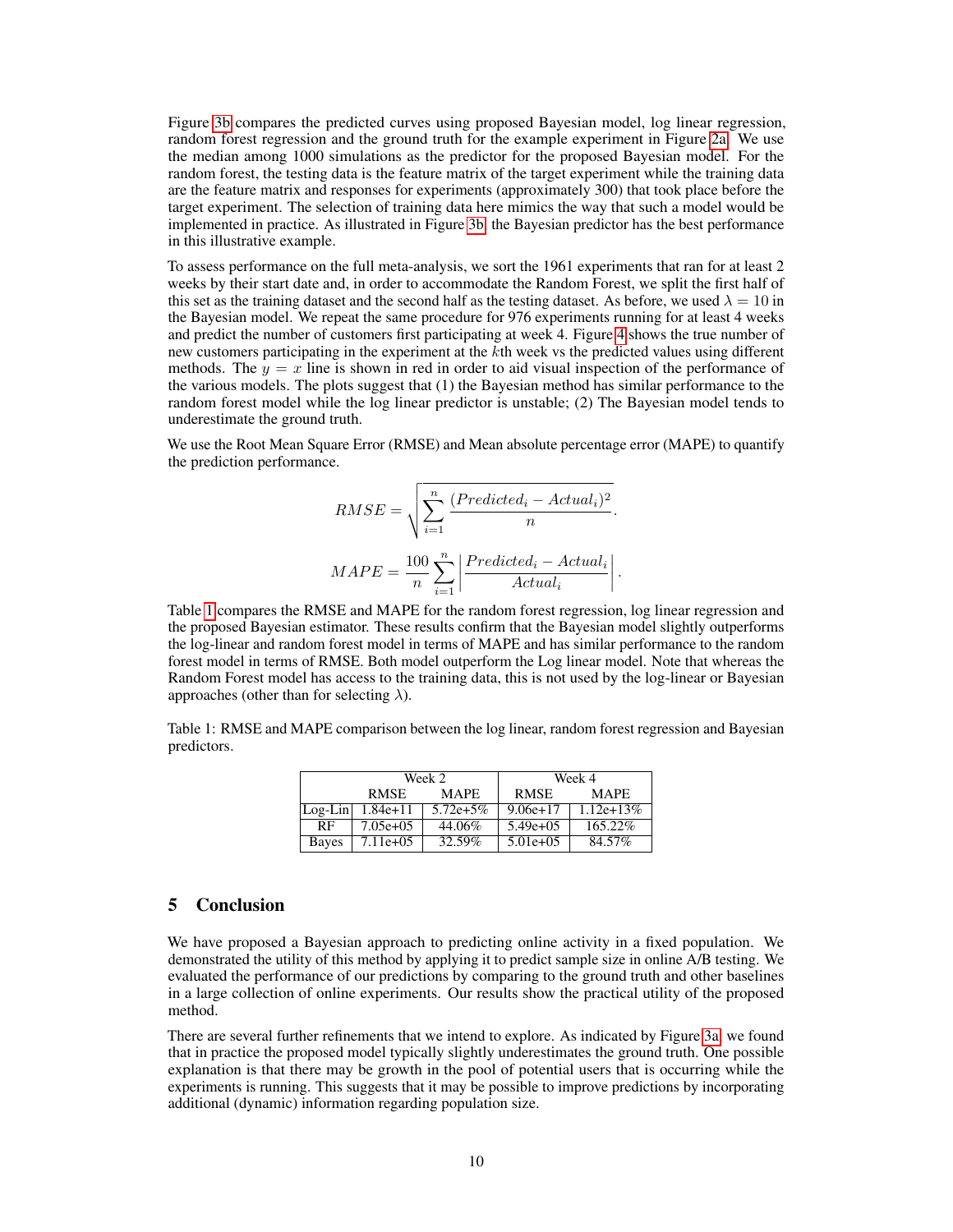Figure 3b compares the predicted curves using proposed Bayesian model, log linear regression, random forest regression and the ground truth for the example experiment in Figure 2a. We use the median among 1000 simulations as the predictor for the proposed Bayesian model. For the random forest, the testing data is the feature matrix of the target experiment while the training data are the feature matrix and responses for experiments (approximately 300) that took place before the target experiment. The selection of training data here mimics the way that such a model would be implemented in practice. As illustrated in Figure 3b, the Bayesian predictor has the best performance in this illustrative example.

To assess performance on the full meta-analysis, we sort the 1961 experiments that ran for at least 2 weeks by their start date and, in order to accommodate the Random Forest, we split the first half of this set as the training dataset and the second half as the testing dataset. As before, we used $\lambda = 10$ in the Bayesian model. We repeat the same procedure for 976 experiments running for at least 4 weeks and predict the number of customers first participating at week 4. Figure 4 shows the true number of new customers participating in the experiment at the $k$th week vs the predicted values using different methods. The $y = x$ line is shown in red in order to aid visual inspection of the performance of the various models. The plots suggest that (1) the Bayesian method has similar performance to the random forest model while the log linear predictor is unstable; (2) The Bayesian model tends to underestimate the ground truth.

We use the Root Mean Square Error (RMSE) and Mean absolute percentage error (MAPE) to quantify the prediction performance.

$$RMSE = \sqrt{\sum_{i=1}^{n} \frac{(Predicted_i - Actual_i)^2}{n}}.$$

$$MAPE = \frac{100}{n} \sum_{i=1}^{n} \left| \frac{Predicted_i - Actual_i}{Actual_i} \right|.$$

Table 1 compares the RMSE and MAPE for the random forest regression, log linear regression and the proposed Bayesian estimator. These results confirm that the Bayesian model slightly outperforms the log-linear and random forest model in terms of MAPE and has similar performance to the random forest model in terms of RMSE. Both model outperform the Log linear model. Note that whereas the Random Forest model has access to the training data, this is not used by the log-linear or Bayesian approaches (other than for selecting $\lambda$).

Table 1: RMSE and MAPE comparison between the log linear, random forest regression and Bayesian predictors.

| | Week 2 | | Week 4 | |
|---|---|---|---|---|
| | RMSE | MAPE | RMSE | MAPE |
| Log-Lin | 1.84e+11 | 5.72e+5% | 9.06e+17 | 1.12e+13% |
| RF | 7.05e+05 | 44.06% | 5.49e+05 | 165.22% |
| Bayes | 7.11e+05 | 32.59% | 5.01e+05 | 84.57% |

## 5 Conclusion

We have proposed a Bayesian approach to predicting online activity in a fixed population. We demonstrated the utility of this method by applying it to predict sample size in online A/B testing. We evaluated the performance of our predictions by comparing to the ground truth and other baselines in a large collection of online experiments. Our results show the practical utility of the proposed method.

There are several further refinements that we intend to explore. As indicated by Figure 3a, we found that in practice the proposed model typically slightly underestimates the ground truth. One possible explanation is that there may be growth in the pool of potential users that is occurring while the experiments is running. This suggests that it may be possible to improve predictions by incorporating additional (dynamic) information regarding population size.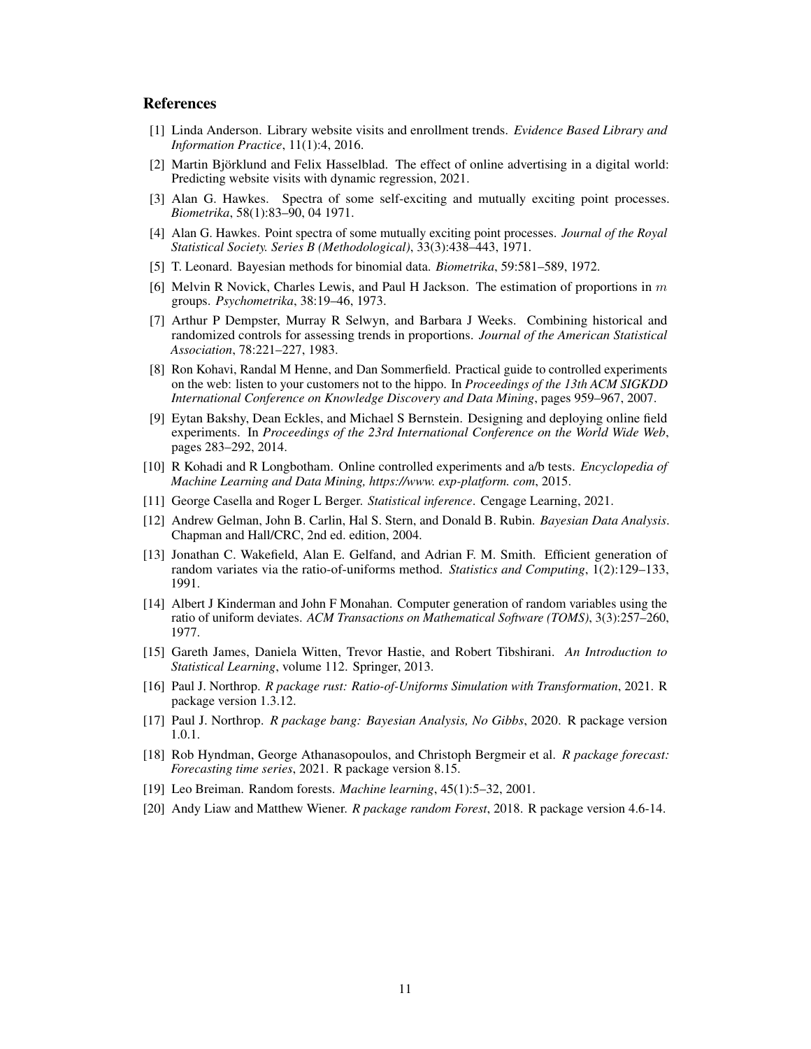## References

[1] Linda Anderson. Library website visits and enrollment trends. *Evidence Based Library and Information Practice*, 11(1):4, 2016.

[2] Martin Björklund and Felix Hasselblad. The effect of online advertising in a digital world: Predicting website visits with dynamic regression, 2021.

[3] Alan G. Hawkes. Spectra of some self-exciting and mutually exciting point processes. *Biometrika*, 58(1):83–90, 04 1971.

[4] Alan G. Hawkes. Point spectra of some mutually exciting point processes. *Journal of the Royal Statistical Society. Series B (Methodological)*, 33(3):438–443, 1971.

[5] T. Leonard. Bayesian methods for binomial data. *Biometrika*, 59:581–589, 1972.

[6] Melvin R Novick, Charles Lewis, and Paul H Jackson. The estimation of proportions in $m$ groups. *Psychometrika*, 38:19–46, 1973.

[7] Arthur P Dempster, Murray R Selwyn, and Barbara J Weeks. Combining historical and randomized controls for assessing trends in proportions. *Journal of the American Statistical Association*, 78:221–227, 1983.

[8] Ron Kohavi, Randal M Henne, and Dan Sommerfield. Practical guide to controlled experiments on the web: listen to your customers not to the hippo. In *Proceedings of the 13th ACM SIGKDD International Conference on Knowledge Discovery and Data Mining*, pages 959–967, 2007.

[9] Eytan Bakshy, Dean Eckles, and Michael S Bernstein. Designing and deploying online field experiments. In *Proceedings of the 23rd International Conference on the World Wide Web*, pages 283–292, 2014.

[10] R Kohadi and R Longbotham. Online controlled experiments and a/b tests. *Encyclopedia of Machine Learning and Data Mining, https://www. exp-platform. com*, 2015.

[11] George Casella and Roger L Berger. *Statistical inference*. Cengage Learning, 2021.

[12] Andrew Gelman, John B. Carlin, Hal S. Stern, and Donald B. Rubin. *Bayesian Data Analysis*. Chapman and Hall/CRC, 2nd ed. edition, 2004.

[13] Jonathan C. Wakefield, Alan E. Gelfand, and Adrian F. M. Smith. Efficient generation of random variates via the ratio-of-uniforms method. *Statistics and Computing*, 1(2):129–133, 1991.

[14] Albert J Kinderman and John F Monahan. Computer generation of random variables using the ratio of uniform deviates. *ACM Transactions on Mathematical Software (TOMS)*, 3(3):257–260, 1977.

[15] Gareth James, Daniela Witten, Trevor Hastie, and Robert Tibshirani. *An Introduction to Statistical Learning*, volume 112. Springer, 2013.

[16] Paul J. Northrop. *R package rust: Ratio-of-Uniforms Simulation with Transformation*, 2021. R package version 1.3.12.

[17] Paul J. Northrop. *R package bang: Bayesian Analysis, No Gibbs*, 2020. R package version 1.0.1.

[18] Rob Hyndman, George Athanasopoulos, and Christoph Bergmeir et al. *R package forecast: Forecasting time series*, 2021. R package version 8.15.

[19] Leo Breiman. Random forests. *Machine learning*, 45(1):5–32, 2001.

[20] Andy Liaw and Matthew Wiener. *R package random Forest*, 2018. R package version 4.6-14.